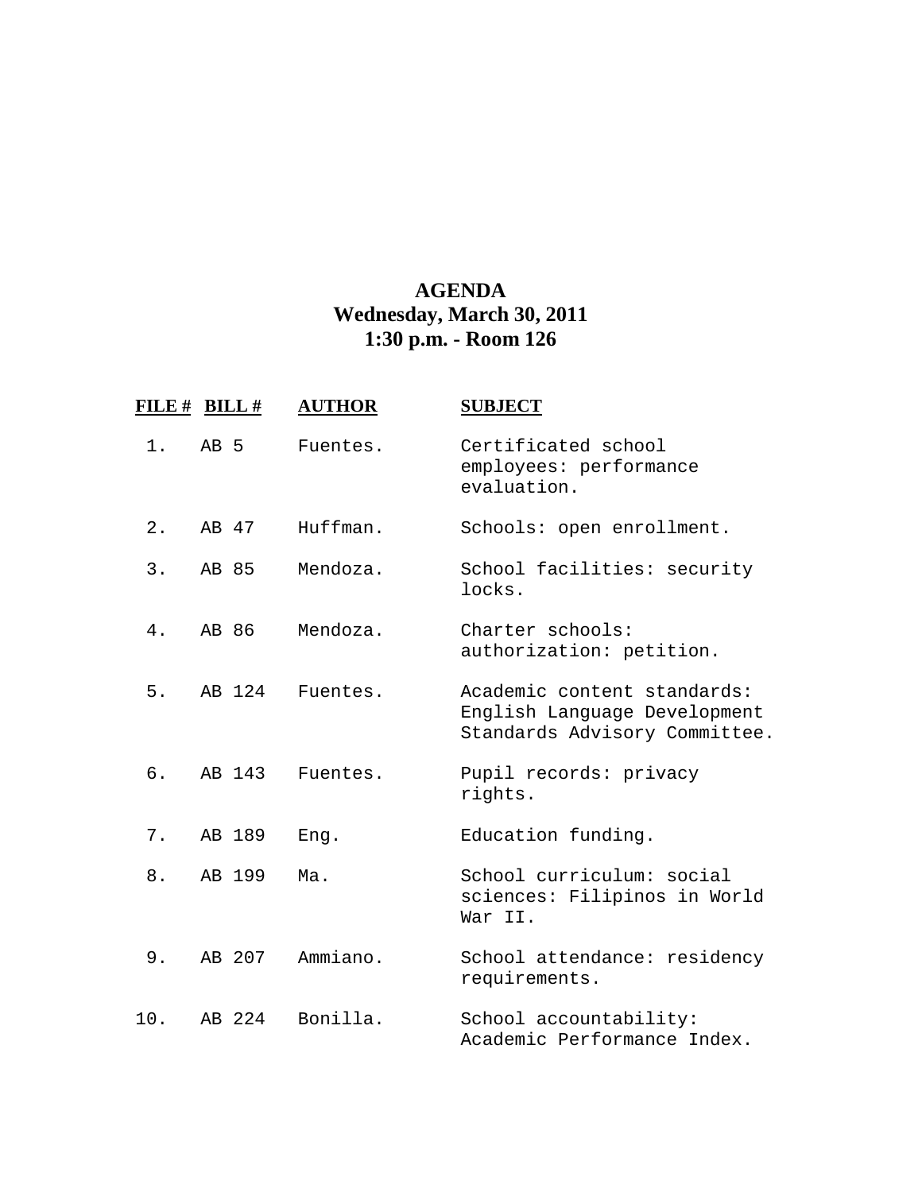# AGENDA
## Wednesday, March 30, 2011
## 1:30 p.m. - Room 126

| FILE # | BILL # | AUTHOR | SUBJECT |
|---|---|---|---|
| 1. | AB 5 | Fuentes. | Certificated school employees: performance evaluation. |
| 2. | AB 47 | Huffman. | Schools: open enrollment. |
| 3. | AB 85 | Mendoza. | School facilities: security locks. |
| 4. | AB 86 | Mendoza. | Charter schools: authorization: petition. |
| 5. | AB 124 | Fuentes. | Academic content standards: English Language Development Standards Advisory Committee. |
| 6. | AB 143 | Fuentes. | Pupil records: privacy rights. |
| 7. | AB 189 | Eng. | Education funding. |
| 8. | AB 199 | Ma. | School curriculum: social sciences: Filipinos in World War II. |
| 9. | AB 207 | Ammiano. | School attendance: residency requirements. |
| 10. | AB 224 | Bonilla. | School accountability: Academic Performance Index. |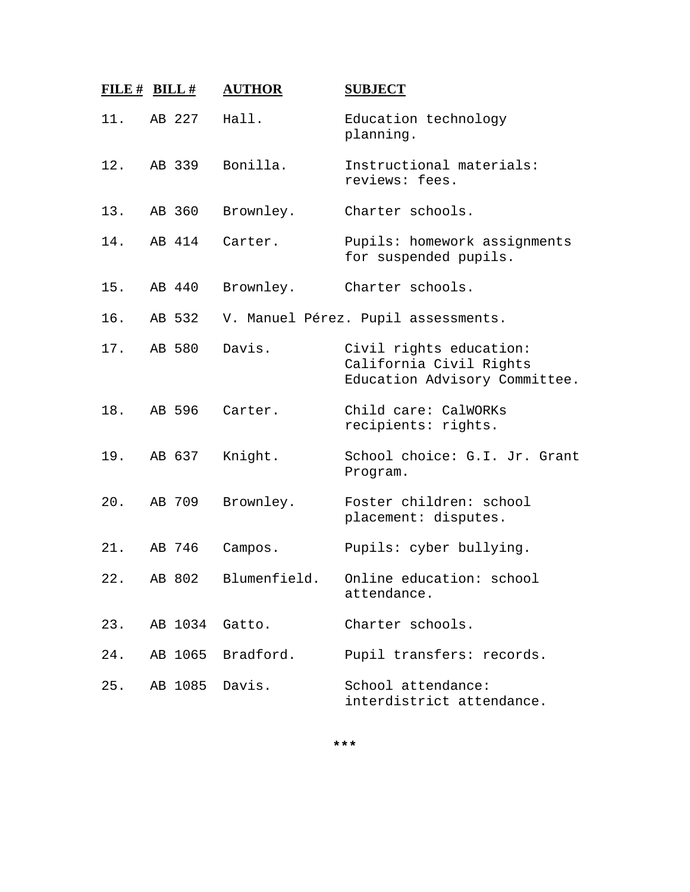| FILE # | BILL # | AUTHOR | SUBJECT |
|---|---|---|---|
| 11. | AB 227 | Hall. | Education technology planning. |
| 12. | AB 339 | Bonilla. | Instructional materials: reviews: fees. |
| 13. | AB 360 | Brownley. | Charter schools. |
| 14. | AB 414 | Carter. | Pupils: homework assignments for suspended pupils. |
| 15. | AB 440 | Brownley. | Charter schools. |
| 16. | AB 532 | V. Manuel Pérez. | Pupil assessments. |
| 17. | AB 580 | Davis. | Civil rights education: California Civil Rights Education Advisory Committee. |
| 18. | AB 596 | Carter. | Child care: CalWORKs recipients: rights. |
| 19. | AB 637 | Knight. | School choice: G.I. Jr. Grant Program. |
| 20. | AB 709 | Brownley. | Foster children: school placement: disputes. |
| 21. | AB 746 | Campos. | Pupils: cyber bullying. |
| 22. | AB 802 | Blumenfield. | Online education: school attendance. |
| 23. | AB 1034 | Gatto. | Charter schools. |
| 24. | AB 1065 | Bradford. | Pupil transfers: records. |
| 25. | AB 1085 | Davis. | School attendance: interdistrict attendance. |

***